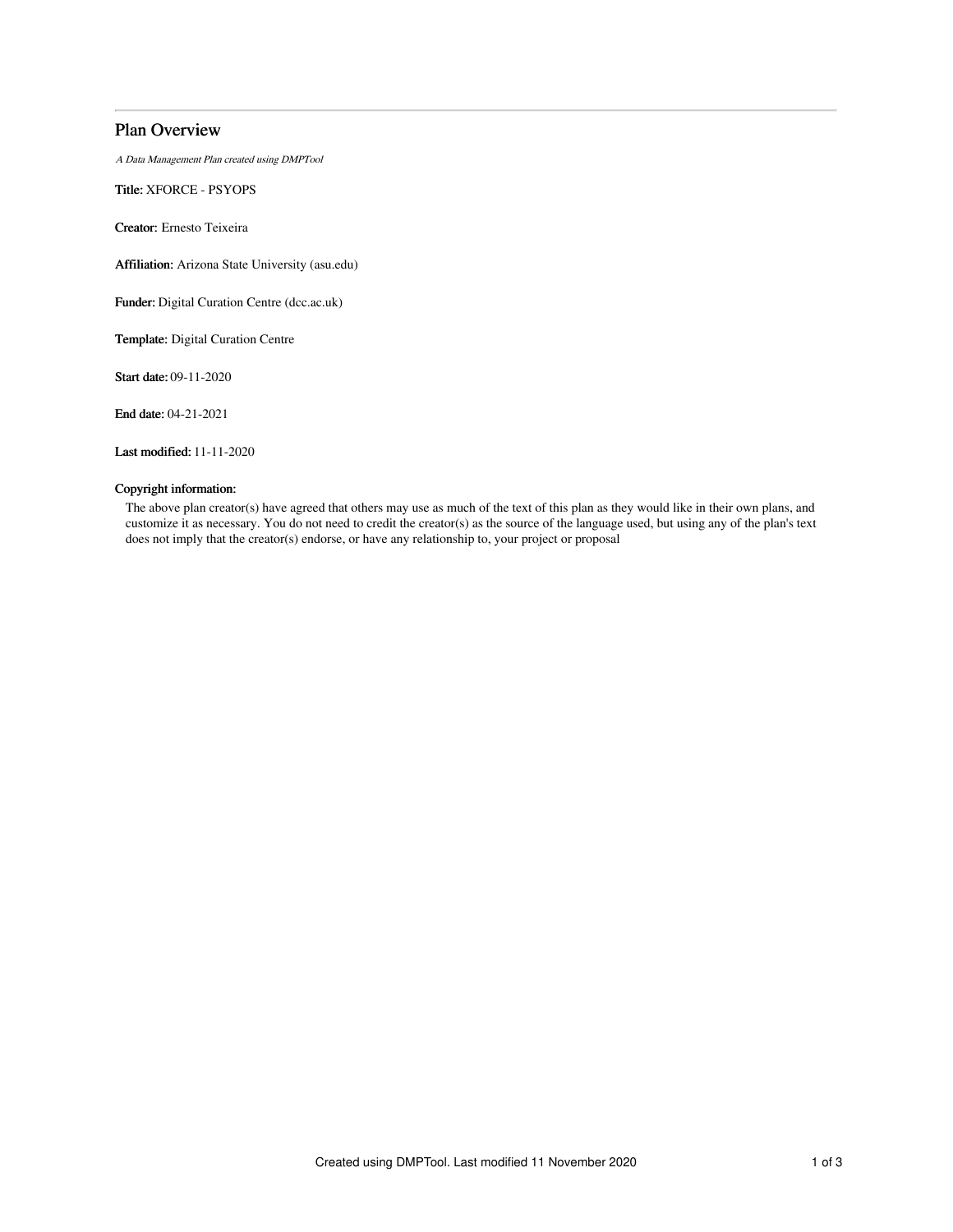# Plan Overview

*A Data Management Plan created using DMPTool*

**Title:** XFORCE - PSYOPS

**Creator:** Ernesto Teixeira

**Affiliation:** Arizona State University (asu.edu)

**Funder:** Digital Curation Centre (dcc.ac.uk)

**Template:** Digital Curation Centre

**Start date:** 09-11-2020

**End date:** 04-21-2021

**Last modified:** 11-11-2020

### Copyright information:

The above plan creator(s) have agreed that others may use as much of the text of this plan as they would like in their own plans, and customize it as necessary. You do not need to credit the creator(s) as the source of the language used, but using any of the plan's text does not imply that the creator(s) endorse, or have any relationship to, your project or proposal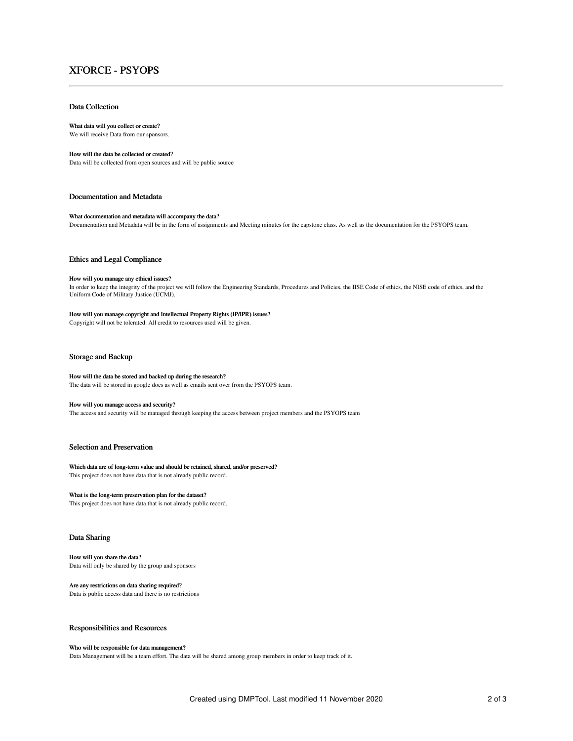# XFORCE - PSYOPS

## Data Collection

**What data will you collect or create?**
We will receive Data from our sponsors.

**How will the data be collected or created?**
Data will be collected from open sources and will be public source

## Documentation and Metadata

**What documentation and metadata will accompany the data?**
Documentation and Metadata will be in the form of assignments and Meeting minutes for the capstone class. As well as the documentation for the PSYOPS team.

## Ethics and Legal Compliance

**How will you manage any ethical issues?**
In order to keep the integrity of the project we will follow the Engineering Standards, Procedures and Policies, the IISE Code of ethics, the NISE code of ethics, and the Uniform Code of Military Justice (UCMJ).

**How will you manage copyright and Intellectual Property Rights (IP/IPR) issues?**
Copyright will not be tolerated. All credit to resources used will be given.

## Storage and Backup

**How will the data be stored and backed up during the research?**
The data will be stored in google docs as well as emails sent over from the PSYOPS team.

**How will you manage access and security?**
The access and security will be managed through keeping the access between project members and the PSYOPS team

## Selection and Preservation

**Which data are of long-term value and should be retained, shared, and/or preserved?**
This project does not have data that is not already public record.

**What is the long-term preservation plan for the dataset?**
This project does not have data that is not already public record.

## Data Sharing

**How will you share the data?**
Data will only be shared by the group and sponsors

**Are any restrictions on data sharing required?**
Data is public access data and there is no restrictions

## Responsibilities and Resources

**Who will be responsible for data management?**
Data Management will be a team effort. The data will be shared among group members in order to keep track of it.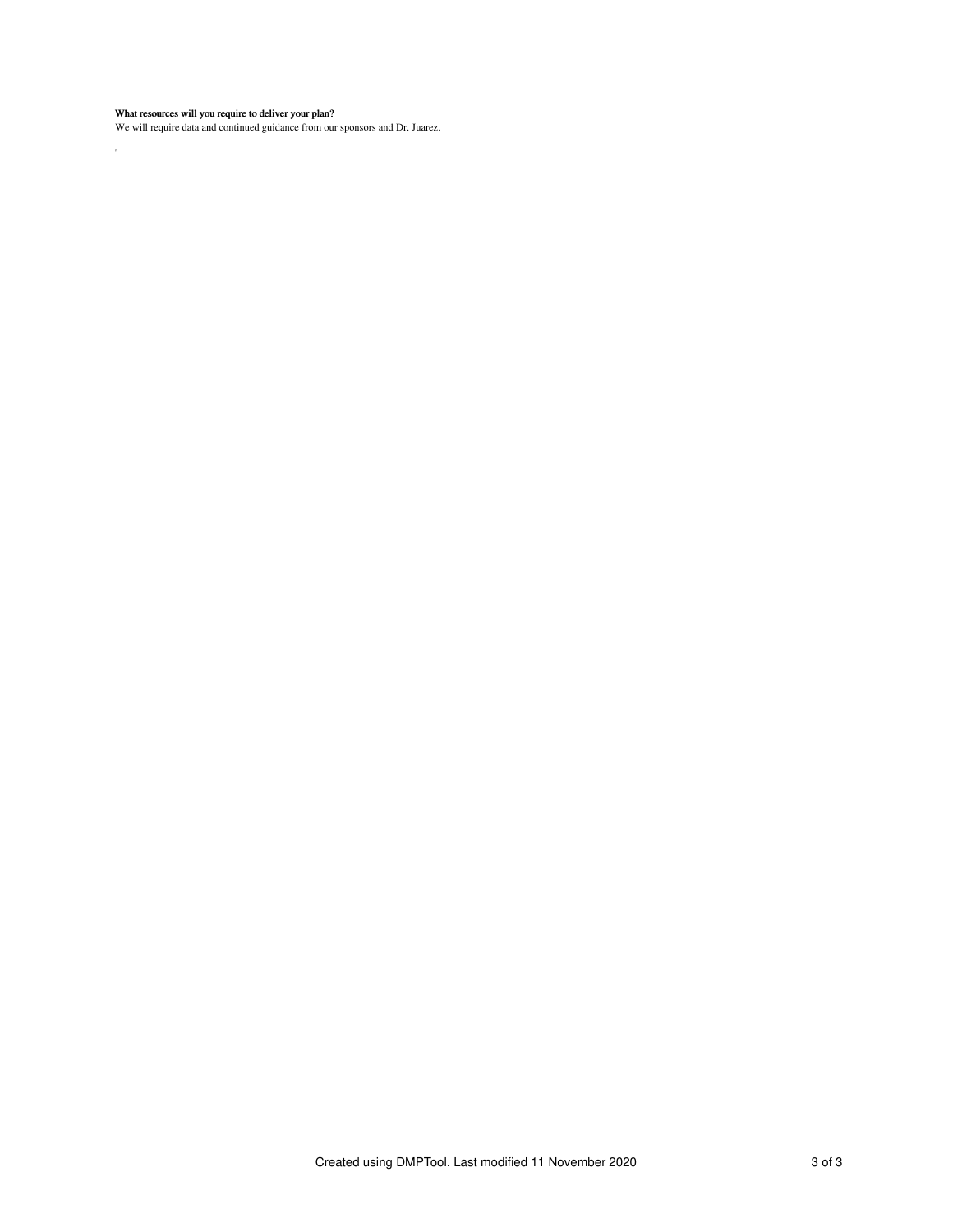**What resources will you require to deliver your plan?**

We will require data and continued guidance from our sponsors and Dr. Juarez.